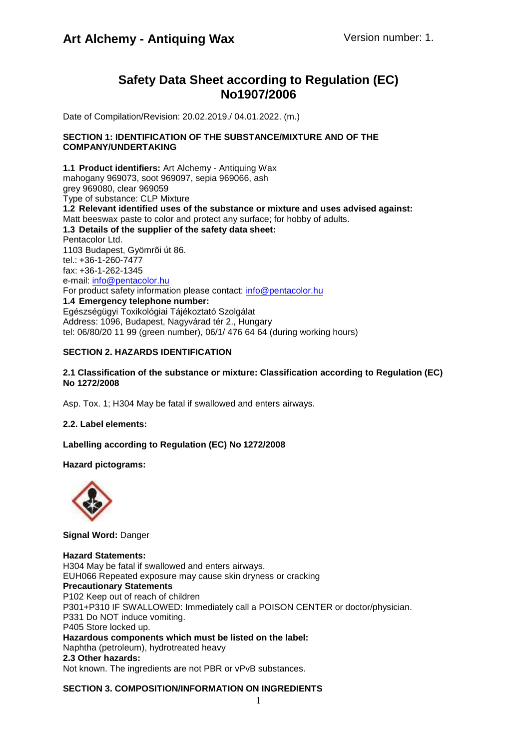# Art Alchemy - Antiquing Wax

Version number: 1.

## Safety Data Sheet according to Regulation (EC) No1907/2006

Date of Compilation/Revision: 20.02.2019./ 04.01.2022. (m.)

### SECTION 1: IDENTIFICATION OF THE SUBSTANCE/MIXTURE AND OF THE COMPANY/UNDERTAKING

**1.1 Product identifiers:** Art Alchemy - Antiquing Wax
mahogany 969073, soot 969097, sepia 969066, ash grey 969080, clear 969059
Type of substance: CLP Mixture

**1.2 Relevant identified uses of the substance or mixture and uses advised against:**
Matt beeswax paste to color and protect any surface; for hobby of adults.

**1.3 Details of the supplier of the safety data sheet:**
Pentacolor Ltd.
1103 Budapest, Gyömrõi út 86.
tel.: +36-1-260-7477
fax: +36-1-262-1345
e-mail: info@pentacolor.hu
For product safety information please contact: info@pentacolor.hu

**1.4 Emergency telephone number:**
Egészségügyi Toxikológiai Tájékoztató Szolgálat
Address: 1096, Budapest, Nagyvárad tér 2., Hungary
tel: 06/80/20 11 99 (green number), 06/1/ 476 64 64 (during working hours)

### SECTION 2. HAZARDS IDENTIFICATION

**2.1 Classification of the substance or mixture: Classification according to Regulation (EC) No 1272/2008**

Asp. Tox. 1; H304 May be fatal if swallowed and enters airways.

**2.2. Label elements:**

**Labelling according to Regulation (EC) No 1272/2008**

**Hazard pictograms:**

**Signal Word:** Danger

**Hazard Statements:**
H304 May be fatal if swallowed and enters airways.
EUH066 Repeated exposure may cause skin dryness or cracking

**Precautionary Statements**
P102 Keep out of reach of children
P301+P310 IF SWALLOWED: Immediately call a POISON CENTER or doctor/physician.
P331 Do NOT induce vomiting.
P405 Store locked up.

**Hazardous components which must be listed on the label:**
Naphtha (petroleum), hydrotreated heavy

**2.3 Other hazards:**
Not known. The ingredients are not PBR or vPvB substances.

### SECTION 3. COMPOSITION/INFORMATION ON INGREDIENTS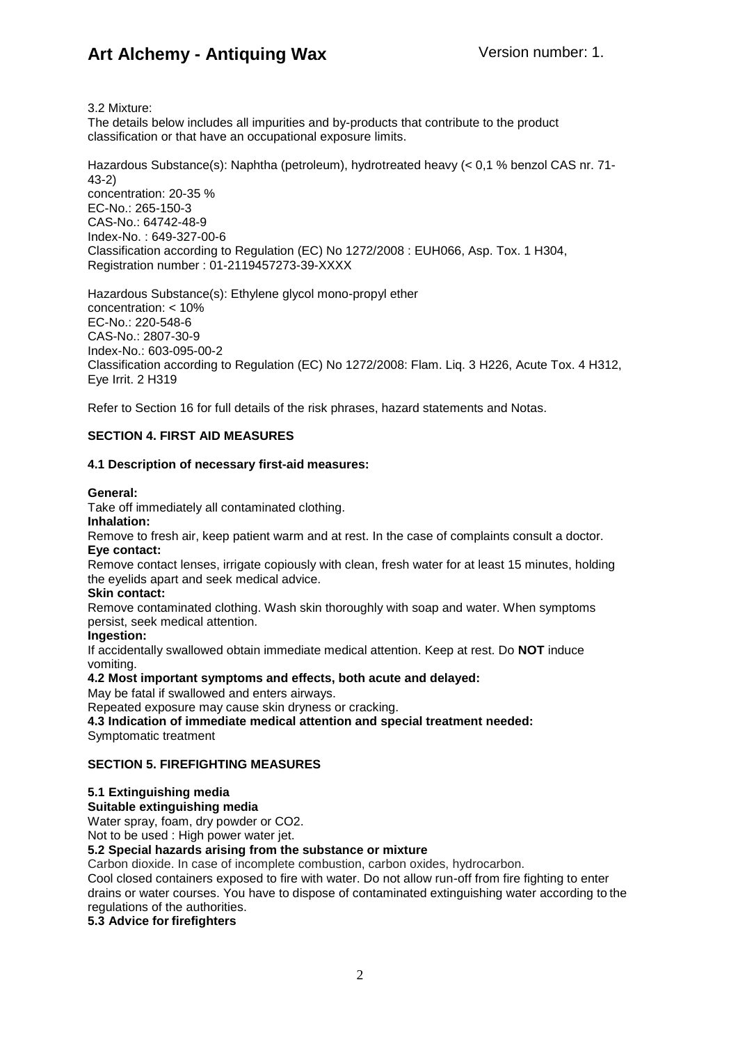3.2 Mixture:
The details below includes all impurities and by-products that contribute to the product classification or that have an occupational exposure limits.

Hazardous Substance(s): Naphtha (petroleum), hydrotreated heavy (< 0,1 % benzol CAS nr. 71-43-2)
concentration: 20-35 %
EC-No.: 265-150-3
CAS-No.: 64742-48-9
Index-No. : 649-327-00-6
Classification according to Regulation (EC) No 1272/2008 : EUH066, Asp. Tox. 1 H304,
Registration number : 01-2119457273-39-XXXX

Hazardous Substance(s): Ethylene glycol mono-propyl ether
concentration: < 10%
EC-No.: 220-548-6
CAS-No.: 2807-30-9
Index-No.: 603-095-00-2
Classification according to Regulation (EC) No 1272/2008: Flam. Liq. 3 H226, Acute Tox. 4 H312, Eye Irrit. 2 H319

Refer to Section 16 for full details of the risk phrases, hazard statements and Notas.

## SECTION 4. FIRST AID MEASURES

### 4.1 Description of necessary first-aid measures:

**General:**
Take off immediately all contaminated clothing.
**Inhalation:**
Remove to fresh air, keep patient warm and at rest. In the case of complaints consult a doctor.
**Eye contact:**
Remove contact lenses, irrigate copiously with clean, fresh water for at least 15 minutes, holding the eyelids apart and seek medical advice.
**Skin contact:**
Remove contaminated clothing. Wash skin thoroughly with soap and water. When symptoms persist, seek medical attention.
**Ingestion:**
If accidentally swallowed obtain immediate medical attention. Keep at rest. Do **NOT** induce vomiting.

**4.2 Most important symptoms and effects, both acute and delayed:**
May be fatal if swallowed and enters airways.
Repeated exposure may cause skin dryness or cracking.

**4.3 Indication of immediate medical attention and special treatment needed:**
Symptomatic treatment

## SECTION 5. FIREFIGHTING MEASURES

**5.1 Extinguishing media**
**Suitable extinguishing media**
Water spray, foam, dry powder or $CO_2$.
Not to be used : High power water jet.

**5.2 Special hazards arising from the substance or mixture**
Carbon dioxide. In case of incomplete combustion, carbon oxides, hydrocarbon.
Cool closed containers exposed to fire with water. Do not allow run-off from fire fighting to enter drains or water courses. You have to dispose of contaminated extinguishing water according to the regulations of the authorities.

**5.3 Advice for firefighters**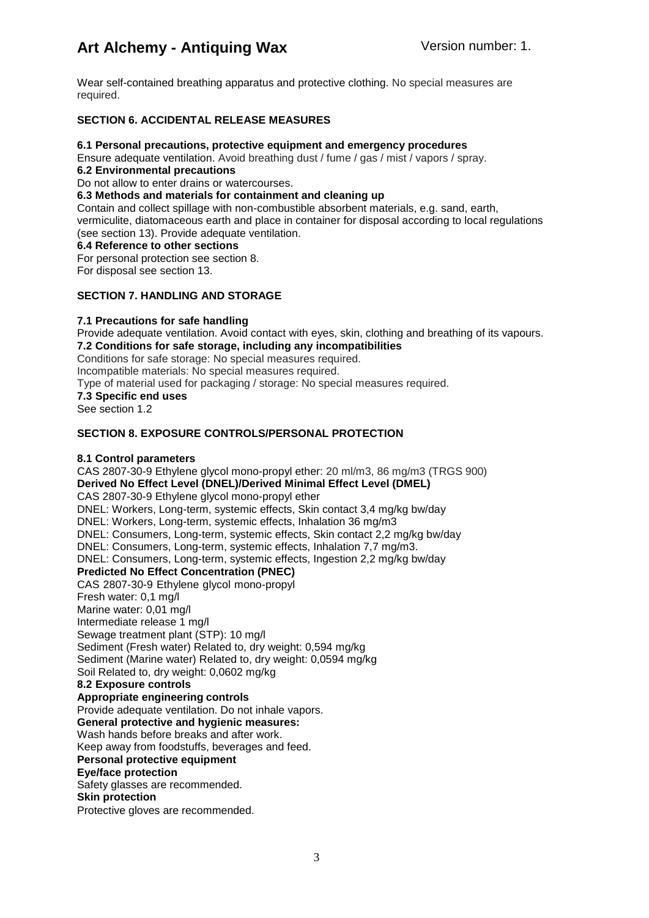Wear self-contained breathing apparatus and protective clothing. No special measures are required.

## SECTION 6. ACCIDENTAL RELEASE MEASURES

**6.1 Personal precautions, protective equipment and emergency procedures**
Ensure adequate ventilation. Avoid breathing dust / fume / gas / mist / vapors / spray.
**6.2 Environmental precautions**
Do not allow to enter drains or watercourses.
**6.3 Methods and materials for containment and cleaning up**
Contain and collect spillage with non-combustible absorbent materials, e.g. sand, earth, vermiculite, diatomaceous earth and place in container for disposal according to local regulations (see section 13). Provide adequate ventilation.
**6.4 Reference to other sections**
For personal protection see section 8.
For disposal see section 13.

## SECTION 7. HANDLING AND STORAGE

**7.1 Precautions for safe handling**
Provide adequate ventilation. Avoid contact with eyes, skin, clothing and breathing of its vapours.
**7.2 Conditions for safe storage, including any incompatibilities**
Conditions for safe storage: No special measures required.
Incompatible materials: No special measures required.
Type of material used for packaging / storage: No special measures required.
**7.3 Specific end uses**
See section 1.2

## SECTION 8. EXPOSURE CONTROLS/PERSONAL PROTECTION

**8.1 Control parameters**
CAS 2807-30-9 Ethylene glycol mono-propyl ether: 20 ml/m3, 86 mg/m3 (TRGS 900)
**Derived No Effect Level (DNEL)/Derived Minimal Effect Level (DMEL)**
CAS 2807-30-9 Ethylene glycol mono-propyl ether
DNEL: Workers, Long-term, systemic effects, Skin contact 3,4 mg/kg bw/day
DNEL: Workers, Long-term, systemic effects, Inhalation 36 mg/m3
DNEL: Consumers, Long-term, systemic effects, Skin contact 2,2 mg/kg bw/day
DNEL: Consumers, Long-term, systemic effects, Inhalation 7,7 mg/m3.
DNEL: Consumers, Long-term, systemic effects, Ingestion 2,2 mg/kg bw/day
**Predicted No Effect Concentration (PNEC)**
CAS 2807-30-9 Ethylene glycol mono-propyl
Fresh water: 0,1 mg/l
Marine water: 0,01 mg/l
Intermediate release 1 mg/l
Sewage treatment plant (STP): 10 mg/l
Sediment (Fresh water) Related to, dry weight: 0,594 mg/kg
Sediment (Marine water) Related to, dry weight: 0,0594 mg/kg
Soil Related to, dry weight: 0,0602 mg/kg
**8.2 Exposure controls**
**Appropriate engineering controls**
Provide adequate ventilation. Do not inhale vapors.
**General protective and hygienic measures:**
Wash hands before breaks and after work.
Keep away from foodstuffs, beverages and feed.
**Personal protective equipment**
**Eye/face protection**
Safety glasses are recommended.
**Skin protection**
Protective gloves are recommended.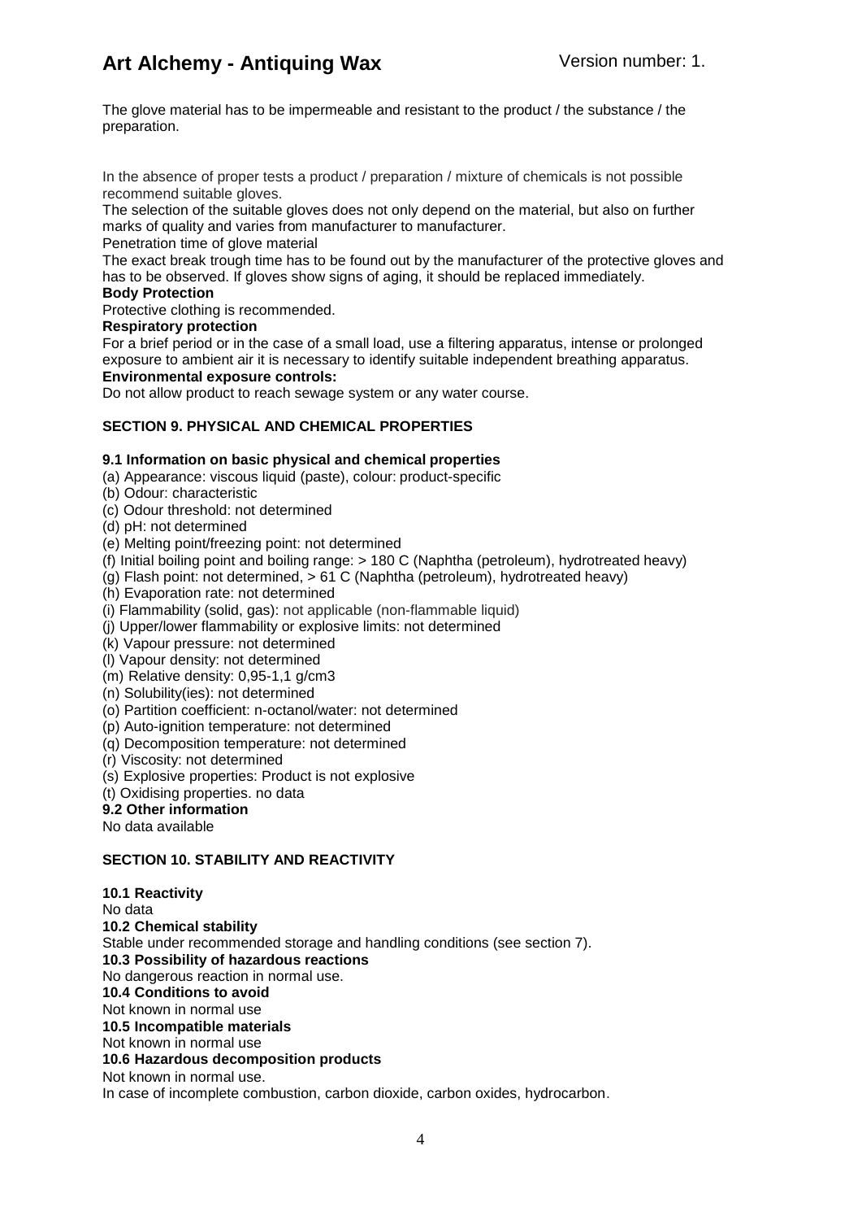The glove material has to be impermeable and resistant to the product / the substance / the preparation.

In the absence of proper tests a product / preparation / mixture of chemicals is not possible recommend suitable gloves.

The selection of the suitable gloves does not only depend on the material, but also on further marks of quality and varies from manufacturer to manufacturer.

Penetration time of glove material

The exact break trough time has to be found out by the manufacturer of the protective gloves and has to be observed. If gloves show signs of aging, it should be replaced immediately.

**Body Protection**

Protective clothing is recommended.

**Respiratory protection**

For a brief period or in the case of a small load, use a filtering apparatus, intense or prolonged exposure to ambient air it is necessary to identify suitable independent breathing apparatus.

**Environmental exposure controls:**

Do not allow product to reach sewage system or any water course.

## SECTION 9. PHYSICAL AND CHEMICAL PROPERTIES

**9.1 Information on basic physical and chemical properties**

(a) Appearance: viscous liquid (paste), colour: product-specific
(b) Odour: characteristic
(c) Odour threshold: not determined
(d) pH: not determined
(e) Melting point/freezing point: not determined
(f) Initial boiling point and boiling range: > 180 C (Naphtha (petroleum), hydrotreated heavy)
(g) Flash point: not determined, > 61 C (Naphtha (petroleum), hydrotreated heavy)
(h) Evaporation rate: not determined
(i) Flammability (solid, gas): not applicable (non-flammable liquid)
(j) Upper/lower flammability or explosive limits: not determined
(k) Vapour pressure: not determined
(l) Vapour density: not determined
(m) Relative density: 0,95-1,1 g/cm3
(n) Solubility(ies): not determined
(o) Partition coefficient: n-octanol/water: not determined
(p) Auto-ignition temperature: not determined
(q) Decomposition temperature: not determined
(r) Viscosity: not determined
(s) Explosive properties: Product is not explosive
(t) Oxidising properties. no data

**9.2 Other information**

No data available

## SECTION 10. STABILITY AND REACTIVITY

**10.1 Reactivity**

No data

**10.2 Chemical stability**

Stable under recommended storage and handling conditions (see section 7).

**10.3 Possibility of hazardous reactions**

No dangerous reaction in normal use.

**10.4 Conditions to avoid**

Not known in normal use

**10.5 Incompatible materials**

Not known in normal use

**10.6 Hazardous decomposition products**

Not known in normal use.

In case of incomplete combustion, carbon dioxide, carbon oxides, hydrocarbon.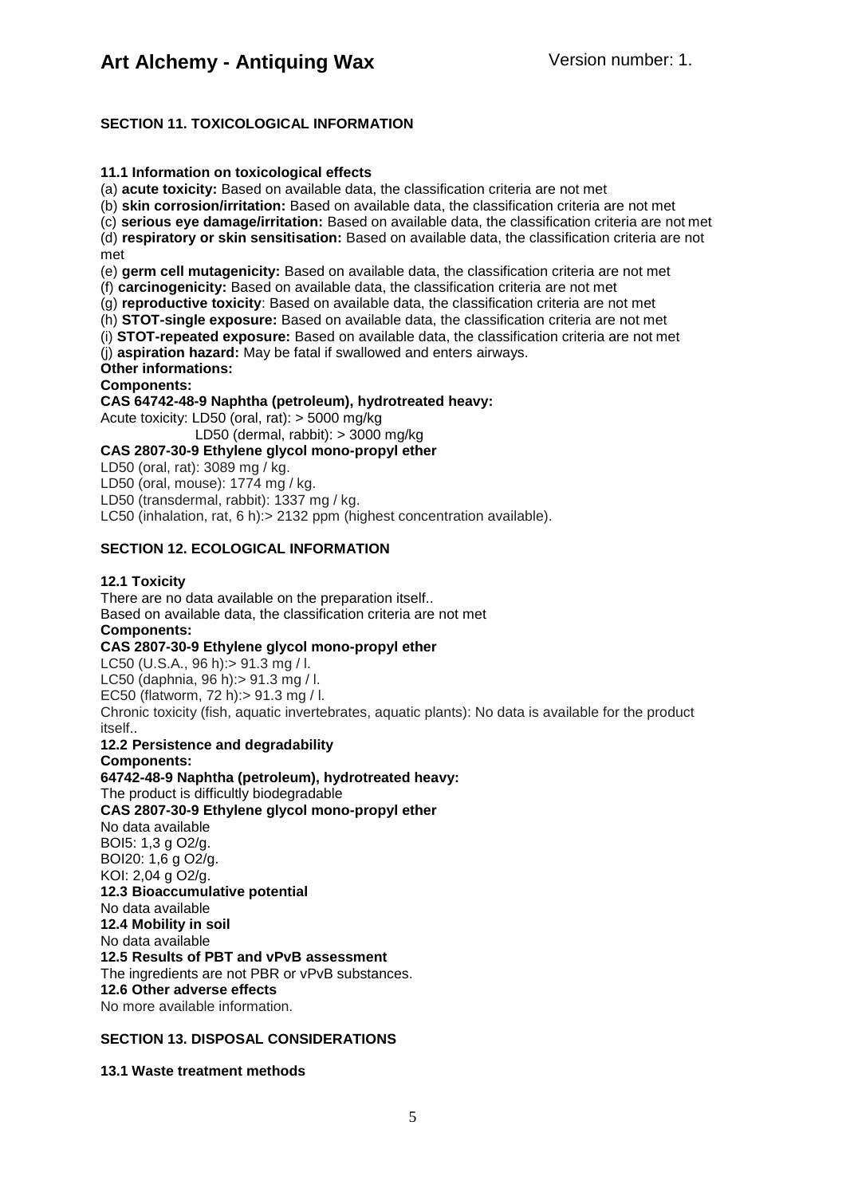## SECTION 11. TOXICOLOGICAL INFORMATION

**11.1 Information on toxicological effects**

(a) **acute toxicity:** Based on available data, the classification criteria are not met
(b) **skin corrosion/irritation:** Based on available data, the classification criteria are not met
(c) **serious eye damage/irritation:** Based on available data, the classification criteria are not met
(d) **respiratory or skin sensitisation:** Based on available data, the classification criteria are not met
(e) **germ cell mutagenicity:** Based on available data, the classification criteria are not met
(f) **carcinogenicity:** Based on available data, the classification criteria are not met
(g) **reproductive toxicity**: Based on available data, the classification criteria are not met
(h) **STOT-single exposure:** Based on available data, the classification criteria are not met
(i) **STOT-repeated exposure:** Based on available data, the classification criteria are not met
(j) **aspiration hazard:** May be fatal if swallowed and enters airways.

**Other informations:**

**Components:**

**CAS 64742-48-9 Naphtha (petroleum), hydrotreated heavy:**

Acute toxicity: LD50 (oral, rat): > 5000 mg/kg
LD50 (dermal, rabbit): > 3000 mg/kg

**CAS 2807-30-9 Ethylene glycol mono-propyl ether**

LD50 (oral, rat): 3089 mg / kg.
LD50 (oral, mouse): 1774 mg / kg.
LD50 (transdermal, rabbit): 1337 mg / kg.
LC50 (inhalation, rat, 6 h):> 2132 ppm (highest concentration available).

## SECTION 12. ECOLOGICAL INFORMATION

**12.1 Toxicity**

There are no data available on the preparation itself..
Based on available data, the classification criteria are not met

**Components:**

**CAS 2807-30-9 Ethylene glycol mono-propyl ether**

LC50 (U.S.A., 96 h):> 91.3 mg / l.
LC50 (daphnia, 96 h):> 91.3 mg / l.
EC50 (flatworm, 72 h):> 91.3 mg / l.
Chronic toxicity (fish, aquatic invertebrates, aquatic plants): No data is available for the product itself..

**12.2 Persistence and degradability**

**Components:**

**64742-48-9 Naphtha (petroleum), hydrotreated heavy:**

The product is difficultly biodegradable

**CAS 2807-30-9 Ethylene glycol mono-propyl ether**

No data available
BOI5: 1,3 g $O_2$/g.
BOI20: 1,6 g $O_2$/g.
KOI: 2,04 g $O_2$/g.

**12.3 Bioaccumulative potential**

No data available

**12.4 Mobility in soil**

No data available

**12.5 Results of PBT and vPvB assessment**

The ingredients are not PBR or vPvB substances.

**12.6 Other adverse effects**

No more available information.

## SECTION 13. DISPOSAL CONSIDERATIONS

**13.1 Waste treatment methods**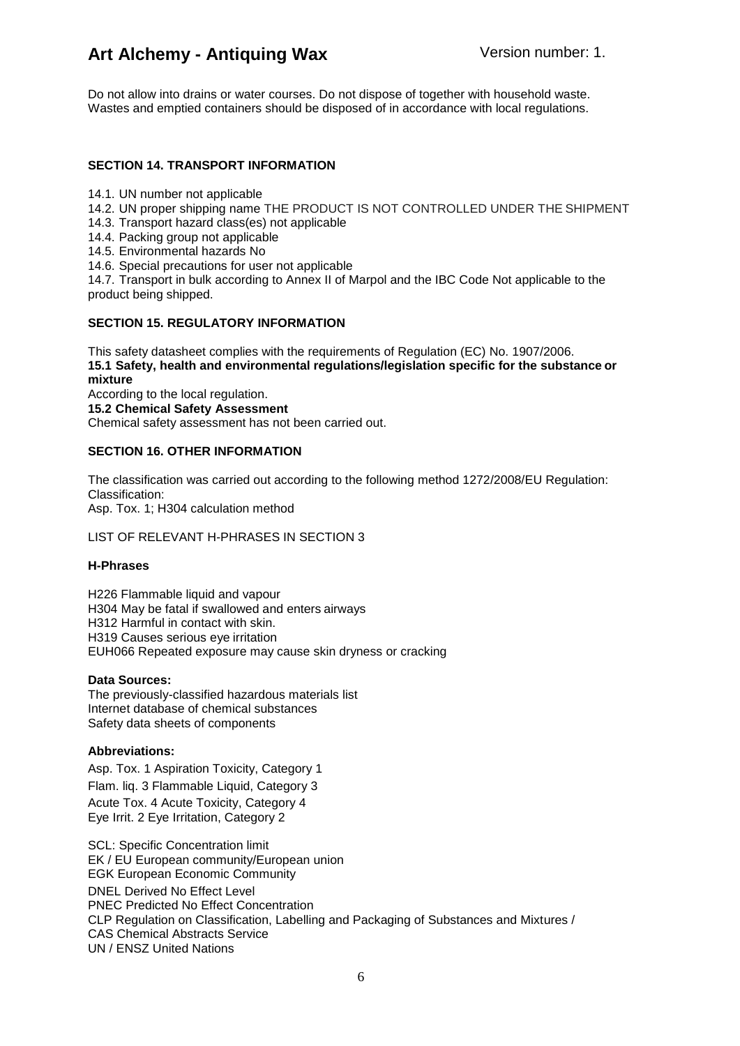Do not allow into drains or water courses. Do not dispose of together with household waste. Wastes and emptied containers should be disposed of in accordance with local regulations.

## SECTION 14. TRANSPORT INFORMATION

14.1. UN number not applicable
14.2. UN proper shipping name THE PRODUCT IS NOT CONTROLLED UNDER THE SHIPMENT
14.3. Transport hazard class(es) not applicable
14.4. Packing group not applicable
14.5. Environmental hazards No
14.6. Special precautions for user not applicable
14.7. Transport in bulk according to Annex II of Marpol and the IBC Code Not applicable to the product being shipped.

## SECTION 15. REGULATORY INFORMATION

This safety datasheet complies with the requirements of Regulation (EC) No. 1907/2006.

**15.1 Safety, health and environmental regulations/legislation specific for the substance or mixture**

According to the local regulation.

**15.2 Chemical Safety Assessment**

Chemical safety assessment has not been carried out.

## SECTION 16. OTHER INFORMATION

The classification was carried out according to the following method 1272/2008/EU Regulation:
Classification:
Asp. Tox. 1; H304 calculation method

LIST OF RELEVANT H-PHRASES IN SECTION 3

**H-Phrases**

H226 Flammable liquid and vapour
H304 May be fatal if swallowed and enters airways
H312 Harmful in contact with skin.
H319 Causes serious eye irritation
EUH066 Repeated exposure may cause skin dryness or cracking

**Data Sources:**

The previously-classified hazardous materials list
Internet database of chemical substances
Safety data sheets of components

**Abbreviations:**

Asp. Tox. 1 Aspiration Toxicity, Category 1
Flam. liq. 3 Flammable Liquid, Category 3
Acute Tox. 4 Acute Toxicity, Category 4
Eye Irrit. 2 Eye Irritation, Category 2

SCL: Specific Concentration limit
EK / EU European community/European union
EGK European Economic Community
DNEL Derived No Effect Level
PNEC Predicted No Effect Concentration
CLP Regulation on Classification, Labelling and Packaging of Substances and Mixtures /
CAS Chemical Abstracts Service
UN / ENSZ United Nations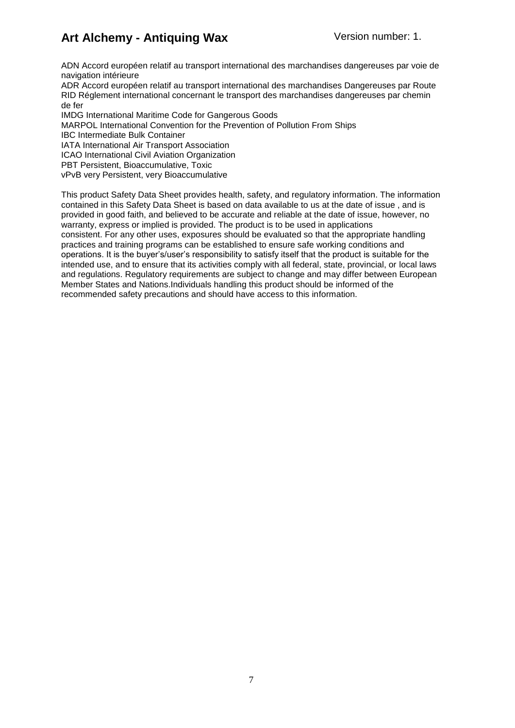ADN Accord européen relatif au transport international des marchandises dangereuses par voie de navigation intérieure

ADR Accord européen relatif au transport international des marchandises Dangereuses par Route

RID Réglement international concernant le transport des marchandises dangereuses par chemin de fer

IMDG International Maritime Code for Gangerous Goods

MARPOL International Convention for the Prevention of Pollution From Ships

IBC Intermediate Bulk Container

IATA International Air Transport Association

ICAO International Civil Aviation Organization

PBT Persistent, Bioaccumulative, Toxic

vPvB very Persistent, very Bioaccumulative

This product Safety Data Sheet provides health, safety, and regulatory information. The information contained in this Safety Data Sheet is based on data available to us at the date of issue , and is provided in good faith, and believed to be accurate and reliable at the date of issue, however, no warranty, express or implied is provided. The product is to be used in applications consistent. For any other uses, exposures should be evaluated so that the appropriate handling practices and training programs can be established to ensure safe working conditions and operations. It is the buyer's/user's responsibility to satisfy itself that the product is suitable for the intended use, and to ensure that its activities comply with all federal, state, provincial, or local laws and regulations. Regulatory requirements are subject to change and may differ between European Member States and Nations.Individuals handling this product should be informed of the recommended safety precautions and should have access to this information.